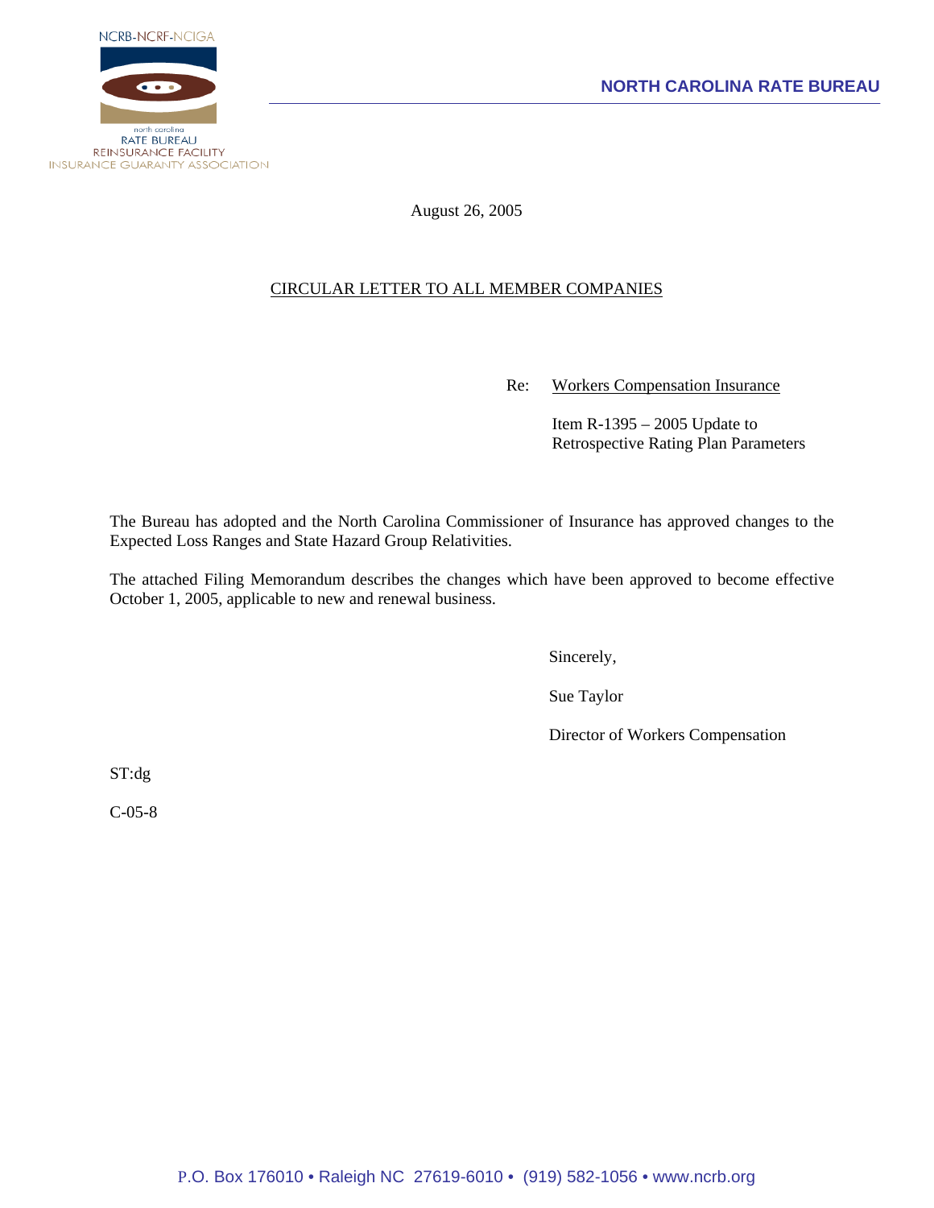NCRB-NCRF-NCIGA

north carolina
RATE BUREAU
REINSURANCE FACILITY
INSURANCE GUARANTY ASSOCIATION

**NORTH CAROLINA RATE BUREAU**

August 26, 2005

CIRCULAR LETTER TO ALL MEMBER COMPANIES

Re: Workers Compensation Insurance

Item R-1395 – 2005 Update to Retrospective Rating Plan Parameters

The Bureau has adopted and the North Carolina Commissioner of Insurance has approved changes to the Expected Loss Ranges and State Hazard Group Relativities.

The attached Filing Memorandum describes the changes which have been approved to become effective October 1, 2005, applicable to new and renewal business.

Sincerely,

Sue Taylor

Director of Workers Compensation

ST:dg

C-05-8

P.O. Box 176010 • Raleigh NC 27619-6010 • (919) 582-1056 • www.ncrb.org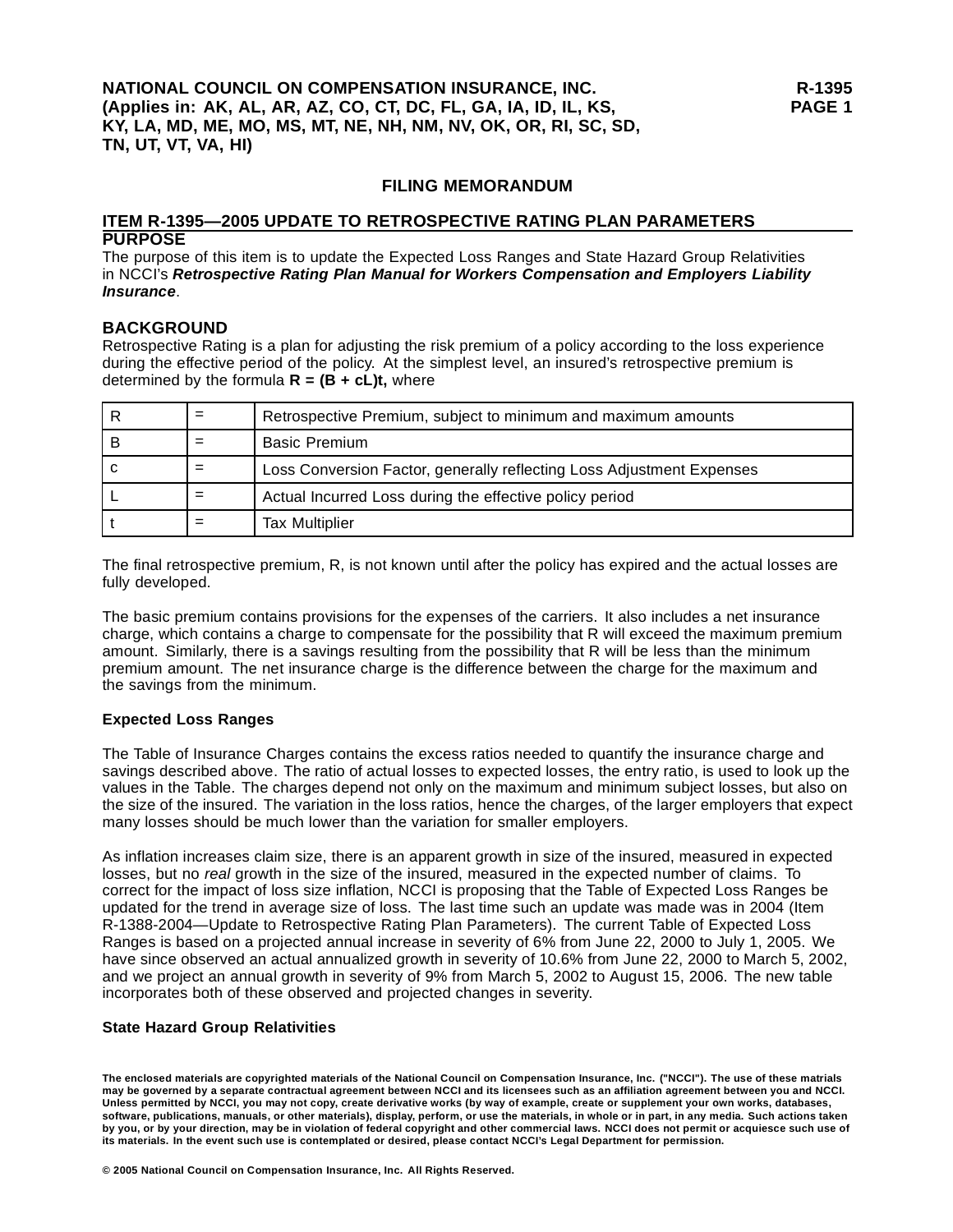NATIONAL COUNCIL ON COMPENSATION INSURANCE, INC.
(Applies in: AK, AL, AR, AZ, CO, CT, DC, FL, GA, IA, ID, IL, KS, KY, LA, MD, ME, MO, MS, MT, NE, NH, NM, NV, OK, OR, RI, SC, SD, TN, UT, VT, VA, HI)

## FILING MEMORANDUM

## ITEM R-1395—2005 UPDATE TO RETROSPECTIVE RATING PLAN PARAMETERS

### PURPOSE

The purpose of this item is to update the Expected Loss Ranges and State Hazard Group Relativities in NCCI's ***Retrospective Rating Plan Manual for Workers Compensation and Employers Liability Insurance***.

### BACKGROUND

Retrospective Rating is a plan for adjusting the risk premium of a policy according to the loss experience during the effective period of the policy. At the simplest level, an insured's retrospective premium is determined by the formula **$R = (B + cL)t$,** where

| | | |
|---|---|---|
| R | = | Retrospective Premium, subject to minimum and maximum amounts |
| B | = | Basic Premium |
| c | = | Loss Conversion Factor, generally reflecting Loss Adjustment Expenses |
| L | = | Actual Incurred Loss during the effective policy period |
| t | = | Tax Multiplier |

The final retrospective premium, R, is not known until after the policy has expired and the actual losses are fully developed.

The basic premium contains provisions for the expenses of the carriers. It also includes a net insurance charge, which contains a charge to compensate for the possibility that R will exceed the maximum premium amount. Similarly, there is a savings resulting from the possibility that R will be less than the minimum premium amount. The net insurance charge is the difference between the charge for the maximum and the savings from the minimum.

**Expected Loss Ranges**

The Table of Insurance Charges contains the excess ratios needed to quantify the insurance charge and savings described above. The ratio of actual losses to expected losses, the entry ratio, is used to look up the values in the Table. The charges depend not only on the maximum and minimum subject losses, but also on the size of the insured. The variation in the loss ratios, hence the charges, of the larger employers that expect many losses should be much lower than the variation for smaller employers.

As inflation increases claim size, there is an apparent growth in size of the insured, measured in expected losses, but no *real* growth in the size of the insured, measured in the expected number of claims. To correct for the impact of loss size inflation, NCCI is proposing that the Table of Expected Loss Ranges be updated for the trend in average size of loss. The last time such an update was made was in 2004 (Item R-1388-2004—Update to Retrospective Rating Plan Parameters). The current Table of Expected Loss Ranges is based on a projected annual increase in severity of 6% from June 22, 2000 to July 1, 2005. We have since observed an actual annualized growth in severity of 10.6% from June 22, 2000 to March 5, 2002, and we project an annual growth in severity of 9% from March 5, 2002 to August 15, 2006. The new table incorporates both of these observed and projected changes in severity.

**State Hazard Group Relativities**

**The enclosed materials are copyrighted materials of the National Council on Compensation Insurance, Inc. ("NCCI"). The use of these matrials may be governed by a separate contractual agreement between NCCI and its licensees such as an affiliation agreement between you and NCCI. Unless permitted by NCCI, you may not copy, create derivative works (by way of example, create or supplement your own works, databases, software, publications, manuals, or other materials), display, perform, or use the materials, in whole or in part, in any media. Such actions taken by you, or by your direction, may be in violation of federal copyright and other commercial laws. NCCI does not permit or acquiesce such use of its materials. In the event such use is contemplated or desired, please contact NCCI's Legal Department for permission.**

**© 2005 National Council on Compensation Insurance, Inc. All Rights Reserved.**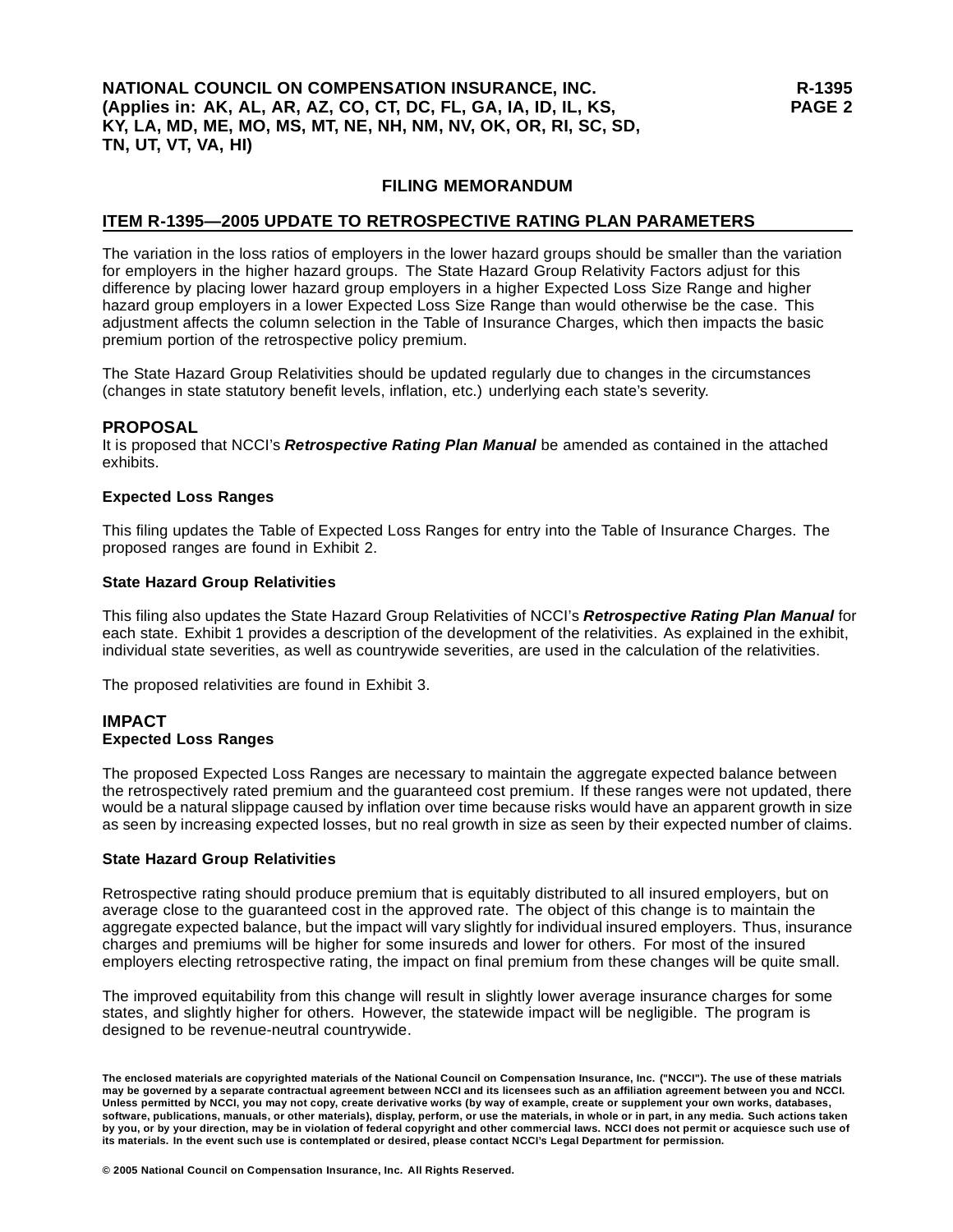## FILING MEMORANDUM

## ITEM R-1395—2005 UPDATE TO RETROSPECTIVE RATING PLAN PARAMETERS

The variation in the loss ratios of employers in the lower hazard groups should be smaller than the variation for employers in the higher hazard groups. The State Hazard Group Relativity Factors adjust for this difference by placing lower hazard group employers in a higher Expected Loss Size Range and higher hazard group employers in a lower Expected Loss Size Range than would otherwise be the case. This adjustment affects the column selection in the Table of Insurance Charges, which then impacts the basic premium portion of the retrospective policy premium.

The State Hazard Group Relativities should be updated regularly due to changes in the circumstances (changes in state statutory benefit levels, inflation, etc.) underlying each state's severity.

### PROPOSAL

It is proposed that NCCI's ***Retrospective Rating Plan Manual*** be amended as contained in the attached exhibits.

**Expected Loss Ranges**

This filing updates the Table of Expected Loss Ranges for entry into the Table of Insurance Charges. The proposed ranges are found in Exhibit 2.

**State Hazard Group Relativities**

This filing also updates the State Hazard Group Relativities of NCCI's ***Retrospective Rating Plan Manual*** for each state. Exhibit 1 provides a description of the development of the relativities. As explained in the exhibit, individual state severities, as well as countrywide severities, are used in the calculation of the relativities.

The proposed relativities are found in Exhibit 3.

### IMPACT

**Expected Loss Ranges**

The proposed Expected Loss Ranges are necessary to maintain the aggregate expected balance between the retrospectively rated premium and the guaranteed cost premium. If these ranges were not updated, there would be a natural slippage caused by inflation over time because risks would have an apparent growth in size as seen by increasing expected losses, but no real growth in size as seen by their expected number of claims.

**State Hazard Group Relativities**

Retrospective rating should produce premium that is equitably distributed to all insured employers, but on average close to the guaranteed cost in the approved rate. The object of this change is to maintain the aggregate expected balance, but the impact will vary slightly for individual insured employers. Thus, insurance charges and premiums will be higher for some insureds and lower for others. For most of the insured employers electing retrospective rating, the impact on final premium from these changes will be quite small.

The improved equitability from this change will result in slightly lower average insurance charges for some states, and slightly higher for others. However, the statewide impact will be negligible. The program is designed to be revenue-neutral countrywide.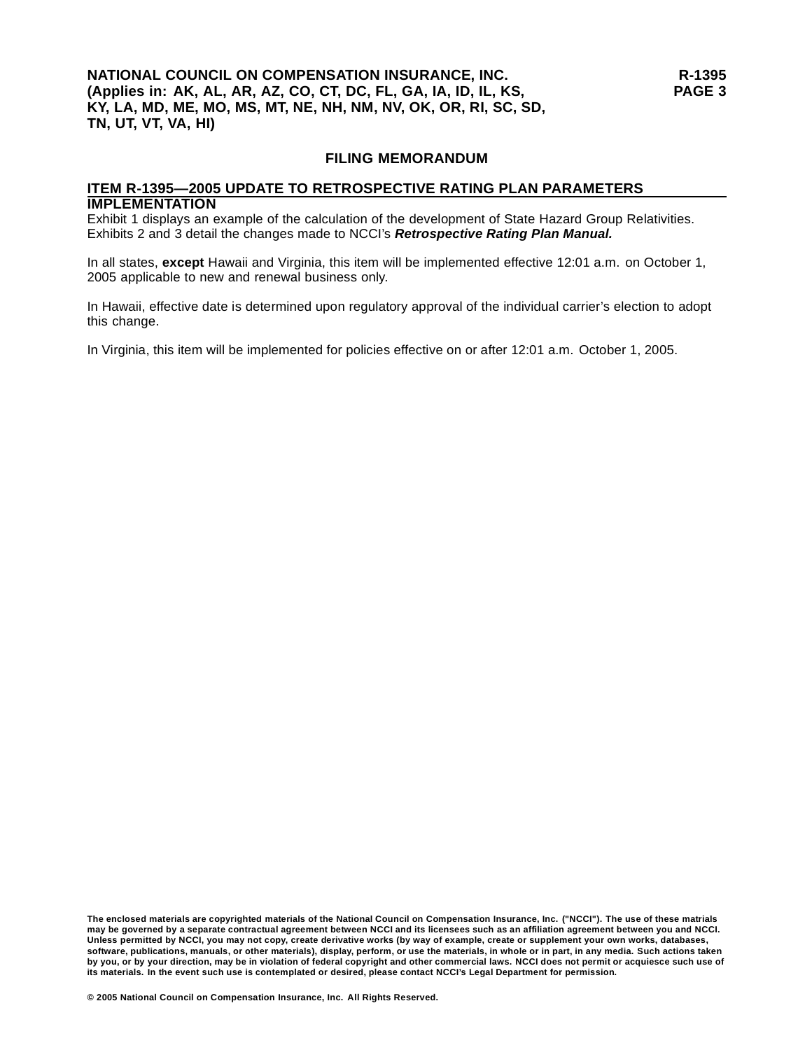## FILING MEMORANDUM

### ITEM R-1395—2005 UPDATE TO RETROSPECTIVE RATING PLAN PARAMETERS

**IMPLEMENTATION**

Exhibit 1 displays an example of the calculation of the development of State Hazard Group Relativities. Exhibits 2 and 3 detail the changes made to NCCI's ***Retrospective Rating Plan Manual.***

In all states, **except** Hawaii and Virginia, this item will be implemented effective 12:01 a.m. on October 1, 2005 applicable to new and renewal business only.

In Hawaii, effective date is determined upon regulatory approval of the individual carrier's election to adopt this change.

In Virginia, this item will be implemented for policies effective on or after 12:01 a.m. October 1, 2005.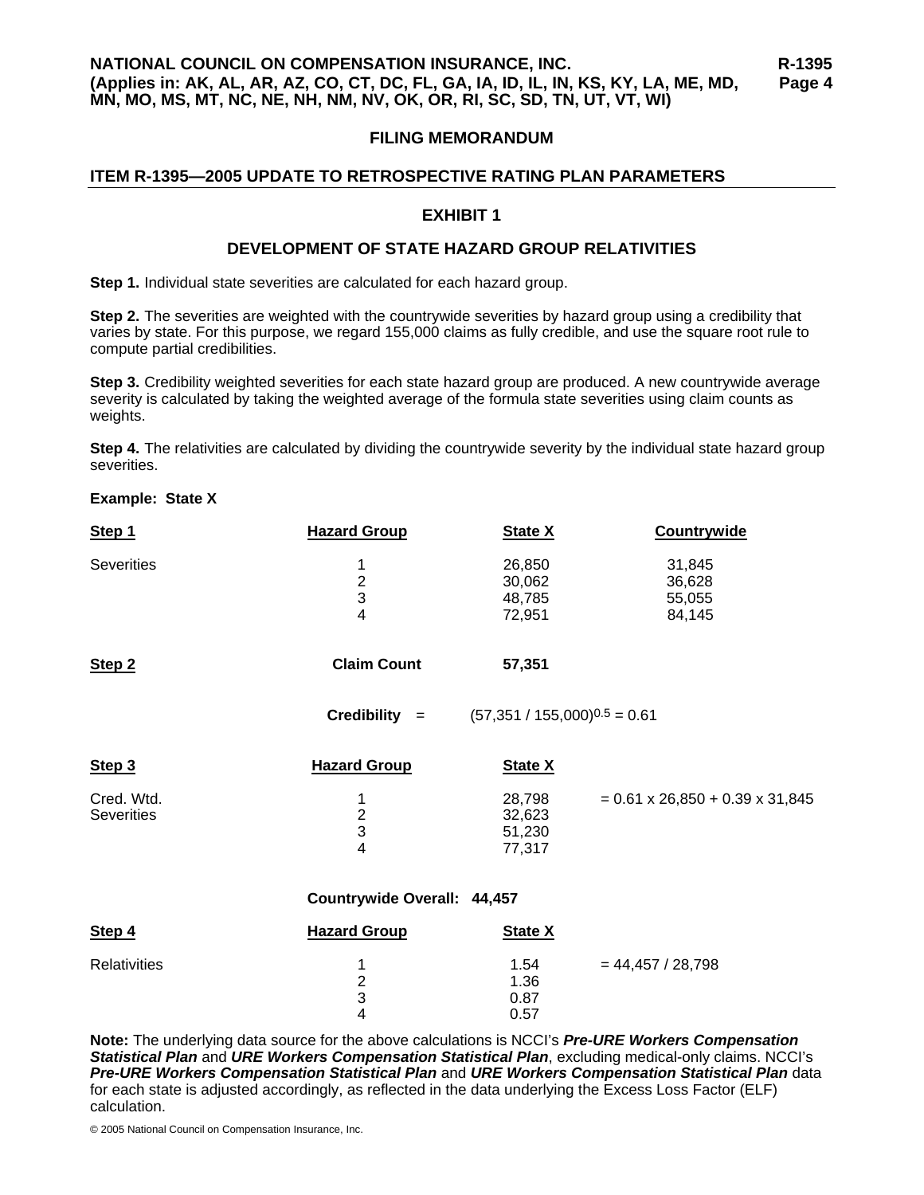## FILING MEMORANDUM

### ITEM R-1395—2005 UPDATE TO RETROSPECTIVE RATING PLAN PARAMETERS

### EXHIBIT 1

### DEVELOPMENT OF STATE HAZARD GROUP RELATIVITIES

**Step 1.** Individual state severities are calculated for each hazard group.

**Step 2.** The severities are weighted with the countrywide severities by hazard group using a credibility that varies by state. For this purpose, we regard 155,000 claims as fully credible, and use the square root rule to compute partial credibilities.

**Step 3.** Credibility weighted severities for each state hazard group are produced. A new countrywide average severity is calculated by taking the weighted average of the formula state severities using claim counts as weights.

**Step 4.** The relativities are calculated by dividing the countrywide severity by the individual state hazard group severities.

**Example: State X**

| Step 1 | Hazard Group | State X | Countrywide |
|---|---|---|---|
| Severities | 1 | 26,850 | 31,845 |
| | 2 | 30,062 | 36,628 |
| | 3 | 48,785 | 55,055 |
| | 4 | 72,951 | 84,145 |

**Step 2** — **Claim Count** **57,351**

**Credibility** = $(57{,}351 / 155{,}000)^{0.5} = 0.61$

| Step 3 | Hazard Group | State X | |
|---|---|---|---|
| Cred. Wtd. Severities | 1 | 28,798 | = 0.61 x 26,850 + 0.39 x 31,845 |
| | 2 | 32,623 | |
| | 3 | 51,230 | |
| | 4 | 77,317 | |

**Countrywide Overall: 44,457**

| Step 4 | Hazard Group | State X | |
|---|---|---|---|
| Relativities | 1 | 1.54 | = 44,457 / 28,798 |
| | 2 | 1.36 | |
| | 3 | 0.87 | |
| | 4 | 0.57 | |

**Note:** The underlying data source for the above calculations is NCCI's ***Pre-URE Workers Compensation Statistical Plan*** and ***URE Workers Compensation Statistical Plan***, excluding medical-only claims. NCCI's ***Pre-URE Workers Compensation Statistical Plan*** and ***URE Workers Compensation Statistical Plan*** data for each state is adjusted accordingly, as reflected in the data underlying the Excess Loss Factor (ELF) calculation.

© 2005 National Council on Compensation Insurance, Inc.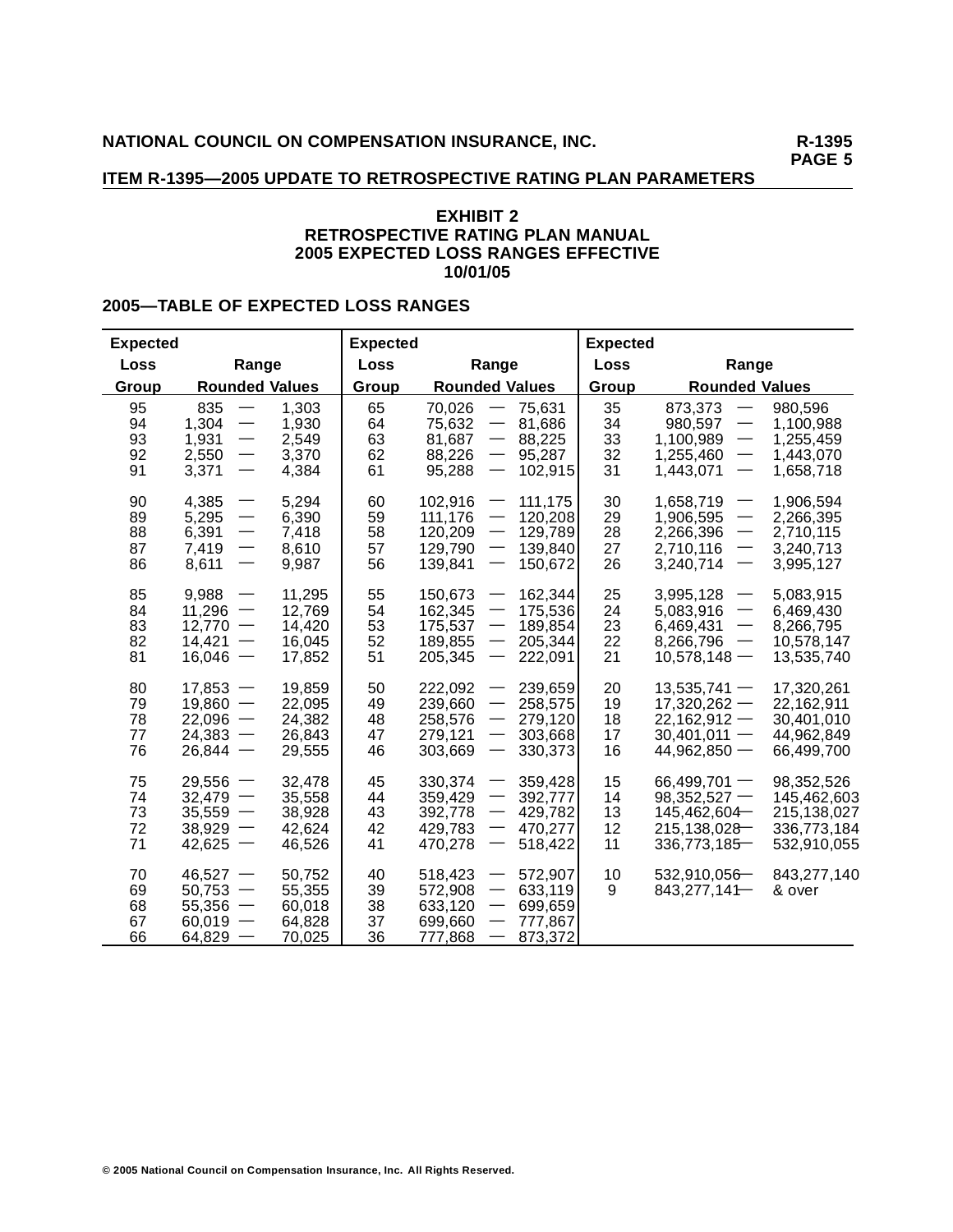## ITEM R-1395—2005 UPDATE TO RETROSPECTIVE RATING PLAN PARAMETERS

### EXHIBIT 2
### RETROSPECTIVE RATING PLAN MANUAL
### 2005 EXPECTED LOSS RANGES EFFECTIVE
### 10/01/05

### 2005—TABLE OF EXPECTED LOSS RANGES

| Expected Loss Group | Range Rounded Values | Expected Loss Group | Range Rounded Values | Expected Loss Group | Range Rounded Values |
|---|---|---|---|---|---|
| 95 | 835 — 1,303 | 65 | 70,026 — 75,631 | 35 | 873,373 — 980,596 |
| 94 | 1,304 — 1,930 | 64 | 75,632 — 81,686 | 34 | 980,597 — 1,100,988 |
| 93 | 1,931 — 2,549 | 63 | 81,687 — 88,225 | 33 | 1,100,989 — 1,255,459 |
| 92 | 2,550 — 3,370 | 62 | 88,226 — 95,287 | 32 | 1,255,460 — 1,443,070 |
| 91 | 3,371 — 4,384 | 61 | 95,288 — 102,915 | 31 | 1,443,071 — 1,658,718 |
| 90 | 4,385 — 5,294 | 60 | 102,916 — 111,175 | 30 | 1,658,719 — 1,906,594 |
| 89 | 5,295 — 6,390 | 59 | 111,176 — 120,208 | 29 | 1,906,595 — 2,266,395 |
| 88 | 6,391 — 7,418 | 58 | 120,209 — 129,789 | 28 | 2,266,396 — 2,710,115 |
| 87 | 7,419 — 8,610 | 57 | 129,790 — 139,840 | 27 | 2,710,116 — 3,240,713 |
| 86 | 8,611 — 9,987 | 56 | 139,841 — 150,672 | 26 | 3,240,714 — 3,995,127 |
| 85 | 9,988 — 11,295 | 55 | 150,673 — 162,344 | 25 | 3,995,128 — 5,083,915 |
| 84 | 11,296 — 12,769 | 54 | 162,345 — 175,536 | 24 | 5,083,916 — 6,469,430 |
| 83 | 12,770 — 14,420 | 53 | 175,537 — 189,854 | 23 | 6,469,431 — 8,266,795 |
| 82 | 14,421 — 16,045 | 52 | 189,855 — 205,344 | 22 | 8,266,796 — 10,578,147 |
| 81 | 16,046 — 17,852 | 51 | 205,345 — 222,091 | 21 | 10,578,148 — 13,535,740 |
| 80 | 17,853 — 19,859 | 50 | 222,092 — 239,659 | 20 | 13,535,741 — 17,320,261 |
| 79 | 19,860 — 22,095 | 49 | 239,660 — 258,575 | 19 | 17,320,262 — 22,162,911 |
| 78 | 22,096 — 24,382 | 48 | 258,576 — 279,120 | 18 | 22,162,912 — 30,401,010 |
| 77 | 24,383 — 26,843 | 47 | 279,121 — 303,668 | 17 | 30,401,011 — 44,962,849 |
| 76 | 26,844 — 29,555 | 46 | 303,669 — 330,373 | 16 | 44,962,850 — 66,499,700 |
| 75 | 29,556 — 32,478 | 45 | 330,374 — 359,428 | 15 | 66,499,701 — 98,352,526 |
| 74 | 32,479 — 35,558 | 44 | 359,429 — 392,777 | 14 | 98,352,527 — 145,462,603 |
| 73 | 35,559 — 38,928 | 43 | 392,778 — 429,782 | 13 | 145,462,604 — 215,138,027 |
| 72 | 38,929 — 42,624 | 42 | 429,783 — 470,277 | 12 | 215,138,028 — 336,773,184 |
| 71 | 42,625 — 46,526 | 41 | 470,278 — 518,422 | 11 | 336,773,185 — 532,910,055 |
| 70 | 46,527 — 50,752 | 40 | 518,423 — 572,907 | 10 | 532,910,056 — 843,277,140 |
| 69 | 50,753 — 55,355 | 39 | 572,908 — 633,119 | 9 | 843,277,141 — & over |
| 68 | 55,356 — 60,018 | 38 | 633,120 — 699,659 | | |
| 67 | 60,019 — 64,828 | 37 | 699,660 — 777,867 | | |
| 66 | 64,829 — 70,025 | 36 | 777,868 — 873,372 | | |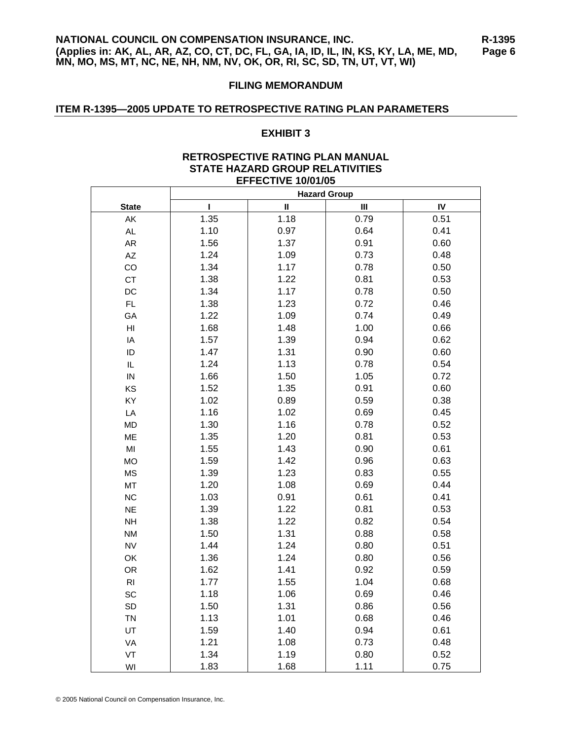# FILING MEMORANDUM

## ITEM R-1395—2005 UPDATE TO RETROSPECTIVE RATING PLAN PARAMETERS

### EXHIBIT 3

**RETROSPECTIVE RATING PLAN MANUAL**
**STATE HAZARD GROUP RELATIVITIES**
**EFFECTIVE 10/01/05**

| | Hazard Group | | | |
|---|---|---|---|---|
| **State** | **I** | **II** | **III** | **IV** |
| AK | 1.35 | 1.18 | 0.79 | 0.51 |
| AL | 1.10 | 0.97 | 0.64 | 0.41 |
| AR | 1.56 | 1.37 | 0.91 | 0.60 |
| AZ | 1.24 | 1.09 | 0.73 | 0.48 |
| CO | 1.34 | 1.17 | 0.78 | 0.50 |
| CT | 1.38 | 1.22 | 0.81 | 0.53 |
| DC | 1.34 | 1.17 | 0.78 | 0.50 |
| FL | 1.38 | 1.23 | 0.72 | 0.46 |
| GA | 1.22 | 1.09 | 0.74 | 0.49 |
| HI | 1.68 | 1.48 | 1.00 | 0.66 |
| IA | 1.57 | 1.39 | 0.94 | 0.62 |
| ID | 1.47 | 1.31 | 0.90 | 0.60 |
| IL | 1.24 | 1.13 | 0.78 | 0.54 |
| IN | 1.66 | 1.50 | 1.05 | 0.72 |
| KS | 1.52 | 1.35 | 0.91 | 0.60 |
| KY | 1.02 | 0.89 | 0.59 | 0.38 |
| LA | 1.16 | 1.02 | 0.69 | 0.45 |
| MD | 1.30 | 1.16 | 0.78 | 0.52 |
| ME | 1.35 | 1.20 | 0.81 | 0.53 |
| MI | 1.55 | 1.43 | 0.90 | 0.61 |
| MO | 1.59 | 1.42 | 0.96 | 0.63 |
| MS | 1.39 | 1.23 | 0.83 | 0.55 |
| MT | 1.20 | 1.08 | 0.69 | 0.44 |
| NC | 1.03 | 0.91 | 0.61 | 0.41 |
| NE | 1.39 | 1.22 | 0.81 | 0.53 |
| NH | 1.38 | 1.22 | 0.82 | 0.54 |
| NM | 1.50 | 1.31 | 0.88 | 0.58 |
| NV | 1.44 | 1.24 | 0.80 | 0.51 |
| OK | 1.36 | 1.24 | 0.80 | 0.56 |
| OR | 1.62 | 1.41 | 0.92 | 0.59 |
| RI | 1.77 | 1.55 | 1.04 | 0.68 |
| SC | 1.18 | 1.06 | 0.69 | 0.46 |
| SD | 1.50 | 1.31 | 0.86 | 0.56 |
| TN | 1.13 | 1.01 | 0.68 | 0.46 |
| UT | 1.59 | 1.40 | 0.94 | 0.61 |
| VA | 1.21 | 1.08 | 0.73 | 0.48 |
| VT | 1.34 | 1.19 | 0.80 | 0.52 |
| WI | 1.83 | 1.68 | 1.11 | 0.75 |